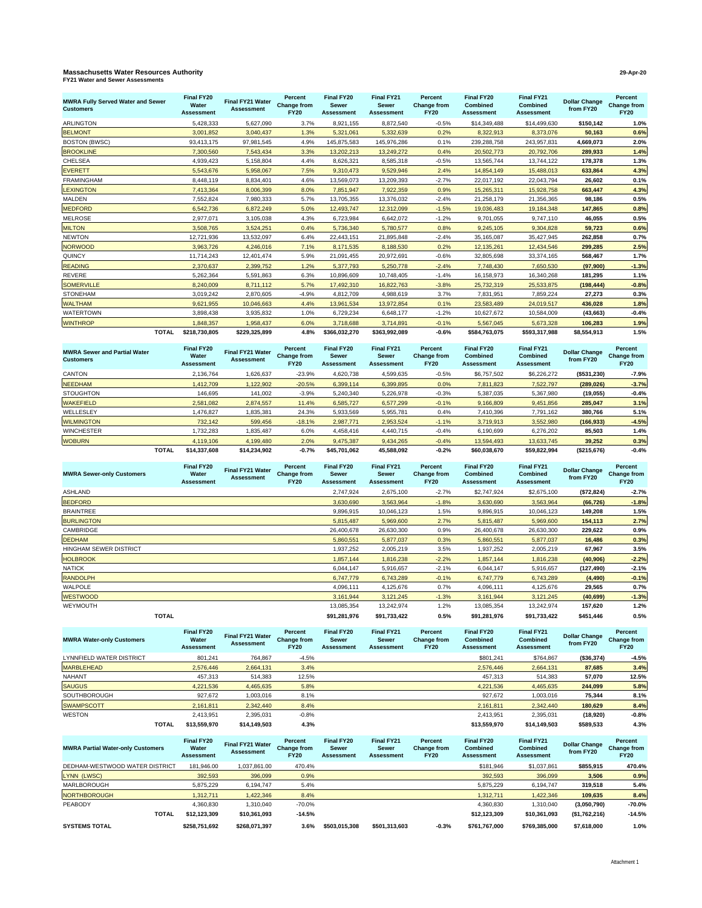**Massachusetts Water Resources Authority**

**FY21 Water and Sewer Assessments**

29-Apr-20

| MWRA Fully Served Water and Sewer Customers | Final FY20 Water Assessment | Final FY21 Water Assessment | Percent Change from FY20 | Final FY20 Sewer Assessment | Final FY21 Sewer Assessment | Percent Change from FY20 | Final FY20 Combined Assessment | Final FY21 Combined Assessment | Dollar Change from FY20 | Percent Change from FY20 |
|---|---|---|---|---|---|---|---|---|---|---|
| ARLINGTON | 5,428,333 | 5,627,090 | 3.7% | 8,921,155 | 8,872,540 | -0.5% | $14,349,488 | $14,499,630 | $150,142 | 1.0% |
| BELMONT | 3,001,852 | 3,040,437 | 1.3% | 5,321,061 | 5,332,639 | 0.2% | 8,322,913 | 8,373,076 | 50,163 | 0.6% |
| BOSTON (BWSC) | 93,413,175 | 97,981,545 | 4.9% | 145,875,583 | 145,976,286 | 0.1% | 239,288,758 | 243,957,831 | 4,669,073 | 2.0% |
| BROOKLINE | 7,300,560 | 7,543,434 | 3.3% | 13,202,213 | 13,249,272 | 0.4% | 20,502,773 | 20,792,706 | 289,933 | 1.4% |
| CHELSEA | 4,939,423 | 5,158,804 | 4.4% | 8,626,321 | 8,585,318 | -0.5% | 13,565,744 | 13,744,122 | 178,378 | 1.3% |
| EVERETT | 5,543,676 | 5,958,067 | 7.5% | 9,310,473 | 9,529,946 | 2.4% | 14,854,149 | 15,488,013 | 633,864 | 4.3% |
| FRAMINGHAM | 8,448,119 | 8,834,401 | 4.6% | 13,569,073 | 13,209,393 | -2.7% | 22,017,192 | 22,043,794 | 26,602 | 0.1% |
| LEXINGTON | 7,413,364 | 8,006,399 | 8.0% | 7,851,947 | 7,922,359 | 0.9% | 15,265,311 | 15,928,758 | 663,447 | 4.3% |
| MALDEN | 7,552,824 | 7,980,333 | 5.7% | 13,705,355 | 13,376,032 | -2.4% | 21,258,179 | 21,356,365 | 98,186 | 0.5% |
| MEDFORD | 6,542,736 | 6,872,249 | 5.0% | 12,493,747 | 12,312,099 | -1.5% | 19,036,483 | 19,184,348 | 147,865 | 0.8% |
| MELROSE | 2,977,071 | 3,105,038 | 4.3% | 6,723,984 | 6,642,072 | -1.2% | 9,701,055 | 9,747,110 | 46,055 | 0.5% |
| MILTON | 3,508,765 | 3,524,251 | 0.4% | 5,736,340 | 5,780,577 | 0.8% | 9,245,105 | 9,304,828 | 59,723 | 0.6% |
| NEWTON | 12,721,936 | 13,532,097 | 6.4% | 22,443,151 | 21,895,848 | -2.4% | 35,165,087 | 35,427,945 | 262,858 | 0.7% |
| NORWOOD | 3,963,726 | 4,246,016 | 7.1% | 8,171,535 | 8,188,530 | 0.2% | 12,135,261 | 12,434,546 | 299,285 | 2.5% |
| QUINCY | 11,714,243 | 12,401,474 | 5.9% | 21,091,455 | 20,972,691 | -0.6% | 32,805,698 | 33,374,165 | 568,467 | 1.7% |
| READING | 2,370,637 | 2,399,752 | 1.2% | 5,377,793 | 5,250,778 | -2.4% | 7,748,430 | 7,650,530 | (97,900) | -1.3% |
| REVERE | 5,262,364 | 5,591,863 | 6.3% | 10,896,609 | 10,748,405 | -1.4% | 16,158,973 | 16,340,268 | 181,295 | 1.1% |
| SOMERVILLE | 8,240,009 | 8,711,112 | 5.7% | 17,492,310 | 16,822,763 | -3.8% | 25,732,319 | 25,533,875 | (198,444) | -0.8% |
| STONEHAM | 3,019,242 | 2,870,605 | -4.9% | 4,812,709 | 4,988,619 | 3.7% | 7,831,951 | 7,859,224 | 27,273 | 0.3% |
| WALTHAM | 9,621,955 | 10,046,663 | 4.4% | 13,961,534 | 13,972,854 | 0.1% | 23,583,489 | 24,019,517 | 436,028 | 1.8% |
| WATERTOWN | 3,898,438 | 3,935,832 | 1.0% | 6,729,234 | 6,648,177 | -1.2% | 10,627,672 | 10,584,009 | (43,663) | -0.4% |
| WINTHROP | 1,848,357 | 1,958,437 | 6.0% | 3,718,688 | 3,714,891 | -0.1% | 5,567,045 | 5,673,328 | 106,283 | 1.9% |
| **TOTAL** | **$218,730,805** | **$229,325,899** | **4.8%** | **$366,032,270** | **$363,992,089** | **-0.6%** | **$584,763,075** | **$593,317,988** | **$8,554,913** | **1.5%** |

| MWRA Sewer and Partial Water Customers | Final FY20 Water Assessment | Final FY21 Water Assessment | Percent Change from FY20 | Final FY20 Sewer Assessment | Final FY21 Sewer Assessment | Percent Change from FY20 | Final FY20 Combined Assessment | Final FY21 Combined Assessment | Dollar Change from FY20 | Percent Change from FY20 |
|---|---|---|---|---|---|---|---|---|---|---|
| CANTON | 2,136,764 | 1,626,637 | -23.9% | 4,620,738 | 4,599,635 | -0.5% | $6,757,502 | $6,226,272 | ($531,230) | -7.9% |
| NEEDHAM | 1,412,709 | 1,122,902 | -20.5% | 6,399,114 | 6,399,895 | 0.0% | 7,811,823 | 7,522,797 | (289,026) | -3.7% |
| STOUGHTON | 146,695 | 141,002 | -3.9% | 5,240,340 | 5,226,978 | -0.3% | 5,387,035 | 5,367,980 | (19,055) | -0.4% |
| WAKEFIELD | 2,581,082 | 2,874,557 | 11.4% | 6,585,727 | 6,577,299 | -0.1% | 9,166,809 | 9,451,856 | 285,047 | 3.1% |
| WELLESLEY | 1,476,827 | 1,835,381 | 24.3% | 5,933,569 | 5,955,781 | 0.4% | 7,410,396 | 7,791,162 | 380,766 | 5.1% |
| WILMINGTON | 732,142 | 599,456 | -18.1% | 2,987,771 | 2,953,524 | -1.1% | 3,719,913 | 3,552,980 | (166,933) | -4.5% |
| WINCHESTER | 1,732,283 | 1,835,487 | 6.0% | 4,458,416 | 4,440,715 | -0.4% | 6,190,699 | 6,276,202 | 85,503 | 1.4% |
| WOBURN | 4,119,106 | 4,199,480 | 2.0% | 9,475,387 | 9,434,265 | -0.4% | 13,594,493 | 13,633,745 | 39,252 | 0.3% |
| **TOTAL** | **$14,337,608** | **$14,234,902** | **-0.7%** | **$45,701,062** | **45,588,092** | **-0.2%** | **$60,038,670** | **$59,822,994** | **($215,676)** | **-0.4%** |

| MWRA Sewer-only Customers | Final FY20 Water Assessment | Final FY21 Water Assessment | Percent Change from FY20 | Final FY20 Sewer Assessment | Final FY21 Sewer Assessment | Percent Change from FY20 | Final FY20 Combined Assessment | Final FY21 Combined Assessment | Dollar Change from FY20 | Percent Change from FY20 |
|---|---|---|---|---|---|---|---|---|---|---|
| ASHLAND | | | | 2,747,924 | 2,675,100 | -2.7% | $2,747,924 | $2,675,100 | ($72,824) | -2.7% |
| BEDFORD | | | | 3,630,690 | 3,563,964 | -1.8% | 3,630,690 | 3,563,964 | (66,726) | -1.8% |
| BRAINTREE | | | | 9,896,915 | 10,046,123 | 1.5% | 9,896,915 | 10,046,123 | 149,208 | 1.5% |
| BURLINGTON | | | | 5,815,487 | 5,969,600 | 2.7% | 5,815,487 | 5,969,600 | 154,113 | 2.7% |
| CAMBRIDGE | | | | 26,400,678 | 26,630,300 | 0.9% | 26,400,678 | 26,630,300 | 229,622 | 0.9% |
| DEDHAM | | | | 5,860,551 | 5,877,037 | 0.3% | 5,860,551 | 5,877,037 | 16,486 | 0.3% |
| HINGHAM SEWER DISTRICT | | | | 1,937,252 | 2,005,219 | 3.5% | 1,937,252 | 2,005,219 | 67,967 | 3.5% |
| HOLBROOK | | | | 1,857,144 | 1,816,238 | -2.2% | 1,857,144 | 1,816,238 | (40,906) | -2.2% |
| NATICK | | | | 6,044,147 | 5,916,657 | -2.1% | 6,044,147 | 5,916,657 | (127,490) | -2.1% |
| RANDOLPH | | | | 6,747,779 | 6,743,289 | -0.1% | 6,747,779 | 6,743,289 | (4,490) | -0.1% |
| WALPOLE | | | | 4,096,111 | 4,125,676 | 0.7% | 4,096,111 | 4,125,676 | 29,565 | 0.7% |
| WESTWOOD | | | | 3,161,944 | 3,121,245 | -1.3% | 3,161,944 | 3,121,245 | (40,699) | -1.3% |
| WEYMOUTH | | | | 13,085,354 | 13,242,974 | 1.2% | 13,085,354 | 13,242,974 | 157,620 | 1.2% |
| **TOTAL** | | | | **$91,281,976** | **$91,733,422** | **0.5%** | **$91,281,976** | **$91,733,422** | **$451,446** | **0.5%** |

| MWRA Water-only Customers | Final FY20 Water Assessment | Final FY21 Water Assessment | Percent Change from FY20 | Final FY20 Sewer Assessment | Final FY21 Sewer Assessment | Percent Change from FY20 | Final FY20 Combined Assessment | Final FY21 Combined Assessment | Dollar Change from FY20 | Percent Change from FY20 |
|---|---|---|---|---|---|---|---|---|---|---|
| LYNNFIELD WATER DISTRICT | 801,241 | 764,867 | -4.5% | | | | $801,241 | $764,867 | ($36,374) | -4.5% |
| MARBLEHEAD | 2,576,446 | 2,664,131 | 3.4% | | | | 2,576,446 | 2,664,131 | 87,685 | 3.4% |
| NAHANT | 457,313 | 514,383 | 12.5% | | | | 457,313 | 514,383 | 57,070 | 12.5% |
| SAUGUS | 4,221,536 | 4,465,635 | 5.8% | | | | 4,221,536 | 4,465,635 | 244,099 | 5.8% |
| SOUTHBOROUGH | 927,672 | 1,003,016 | 8.1% | | | | 927,672 | 1,003,016 | 75,344 | 8.1% |
| SWAMPSCOTT | 2,161,811 | 2,342,440 | 8.4% | | | | 2,161,811 | 2,342,440 | 180,629 | 8.4% |
| WESTON | 2,413,951 | 2,395,031 | -0.8% | | | | 2,413,951 | 2,395,031 | (18,920) | -0.8% |
| **TOTAL** | **$13,559,970** | **$14,149,503** | **4.3%** | | | | **$13,559,970** | **$14,149,503** | **$589,533** | **4.3%** |

| MWRA Partial Water-only Customers | Final FY20 Water Assessment | Final FY21 Water Assessment | Percent Change from FY20 | Final FY20 Sewer Assessment | Final FY21 Sewer Assessment | Percent Change from FY20 | Final FY20 Combined Assessment | Final FY21 Combined Assessment | Dollar Change from FY20 | Percent Change from FY20 |
|---|---|---|---|---|---|---|---|---|---|---|
| DEDHAM-WESTWOOD WATER DISTRICT | 181,946.00 | 1,037,861.00 | 470.4% | | | | $181,946 | $1,037,861 | $855,915 | 470.4% |
| LYNN (LWSC) | 392,593 | 396,099 | 0.9% | | | | 392,593 | 396,099 | 3,506 | 0.9% |
| MARLBOROUGH | 5,875,229 | 6,194,747 | 5.4% | | | | 5,875,229 | 6,194,747 | 319,518 | 5.4% |
| NORTHBOROUGH | 1,312,711 | 1,422,346 | 8.4% | | | | 1,312,711 | 1,422,346 | 109,635 | 8.4% |
| PEABODY | 4,360,830 | 1,310,040 | -70.0% | | | | 4,360,830 | 1,310,040 | (3,050,790) | -70.0% |
| **TOTAL** | **$12,123,309** | **$10,361,093** | **-14.5%** | | | | **$12,123,309** | **$10,361,093** | **($1,762,216)** | **-14.5%** |
| **SYSTEMS TOTAL** | **$258,751,692** | **$268,071,397** | **3.6%** | **$503,015,308** | **$501,313,603** | **-0.3%** | **$761,767,000** | **$769,385,000** | **$7,618,000** | **1.0%** |

Attachment 1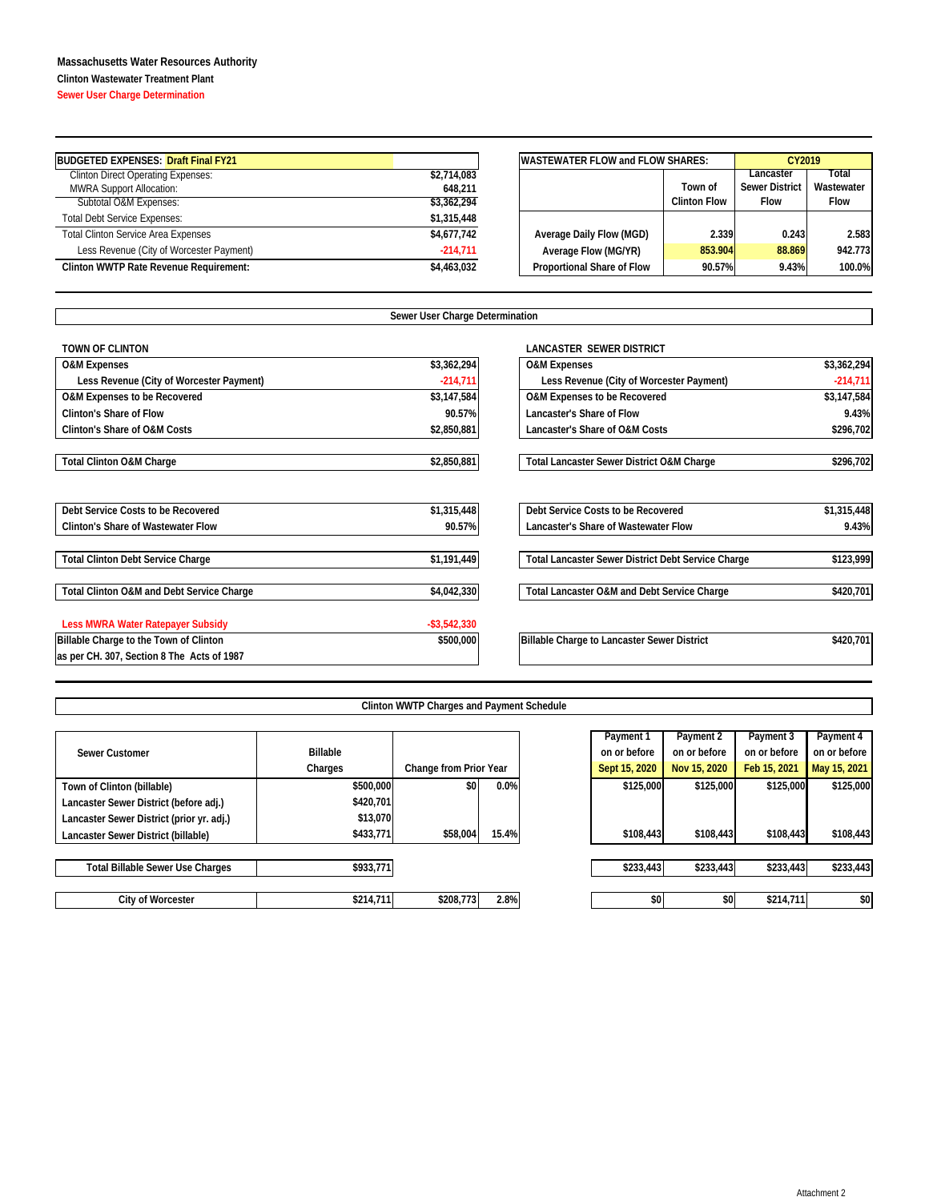**Massachusetts Water Resources Authority**

**Clinton Wastewater Treatment Plant**

**Sewer User Charge Determination**

| BUDGETED EXPENSES: Draft Final FY21 | |
|---|---|
| Clinton Direct Operating Expenses: | $2,714,083 |
| MWRA Support Allocation: | 648,211 |
| Subtotal O&M Expenses: | $3,362,294 |
| Total Debt Service Expenses: | $1,315,448 |
| Total Clinton Service Area Expenses | $4,677,742 |
| Less Revenue (City of Worcester Payment) | -214,711 |
| **Clinton WWTP Rate Revenue Requirement:** | **$4,463,032** |

| WASTEWATER FLOW and FLOW SHARES: | CY2019 | | |
|---|---|---|---|
| | Town of Clinton Flow | Lancaster Sewer District Flow | Total Wastewater Flow |
| Average Daily Flow (MGD) | 2.339 | 0.243 | 2.583 |
| Average Flow (MG/YR) | 853.904 | 88.869 | 942.773 |
| Proportional Share of Flow | 90.57% | 9.43% | 100.0% |

## Sewer User Charge Determination

**TOWN OF CLINTON**

| | |
|---|---|
| O&M Expenses | $3,362,294 |
| Less Revenue (City of Worcester Payment) | -214,711 |
| O&M Expenses to be Recovered | $3,147,584 |
| Clinton's Share of Flow | 90.57% |
| Clinton's Share of O&M Costs | $2,850,881 |
| **Total Clinton O&M Charge** | $2,850,881 |
| Debt Service Costs to be Recovered | $1,315,448 |
| Clinton's Share of Wastewater Flow | 90.57% |
| **Total Clinton Debt Service Charge** | $1,191,449 |
| **Total Clinton O&M and Debt Service Charge** | $4,042,330 |
| Less MWRA Water Ratepayer Subsidy | -$3,542,330 |
| Billable Charge to the Town of Clinton as per CH. 307, Section 8 The Acts of 1987 | $500,000 |

**LANCASTER SEWER DISTRICT**

| | |
|---|---|
| O&M Expenses | $3,362,294 |
| Less Revenue (City of Worcester Payment) | -214,711 |
| O&M Expenses to be Recovered | $3,147,584 |
| Lancaster's Share of Flow | 9.43% |
| Lancaster's Share of O&M Costs | $296,702 |
| **Total Lancaster Sewer District O&M Charge** | $296,702 |
| Debt Service Costs to be Recovered | $1,315,448 |
| Lancaster's Share of Wastewater Flow | 9.43% |
| **Total Lancaster Sewer District Debt Service Charge** | $123,999 |
| **Total Lancaster O&M and Debt Service Charge** | $420,701 |
| Billable Charge to Lancaster Sewer District | $420,701 |

## Clinton WWTP Charges and Payment Schedule

| Sewer Customer | Billable Charges | Change from Prior Year | | Payment 1 on or before Sept 15, 2020 | Payment 2 on or before Nov 15, 2020 | Payment 3 on or before Feb 15, 2021 | Payment 4 on or before May 15, 2021 |
|---|---|---|---|---|---|---|---|
| Town of Clinton (billable) | $500,000 | $0 | 0.0% | $125,000 | $125,000 | $125,000 | $125,000 |
| Lancaster Sewer District (before adj.) | $420,701 | | | | | | |
| Lancaster Sewer District (prior yr. adj.) | $13,070 | | | | | | |
| Lancaster Sewer District (billable) | $433,771 | $58,004 | 15.4% | $108,443 | $108,443 | $108,443 | $108,443 |
| **Total Billable Sewer Use Charges** | $933,771 | | | $233,443 | $233,443 | $233,443 | $233,443 |
| City of Worcester | $214,711 | $208,773 | 2.8% | $0 | $0 | $214,711 | $0 |

Attachment 2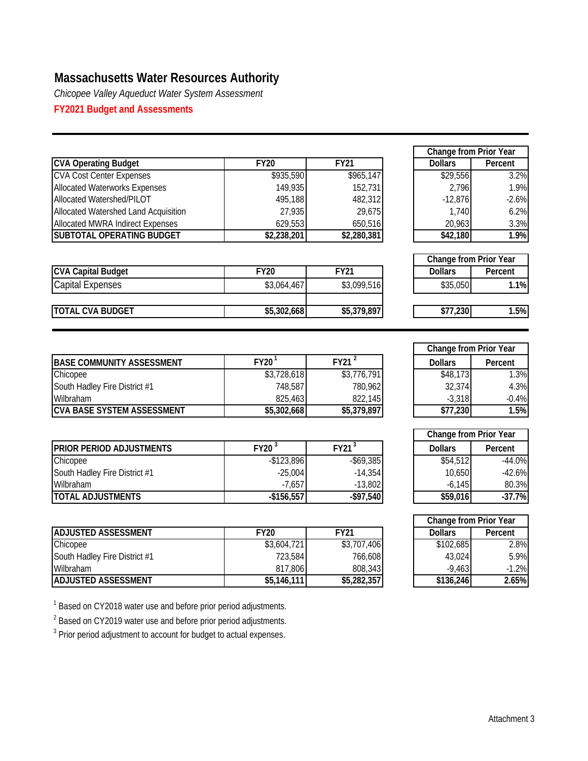# Massachusetts Water Resources Authority

*Chicopee Valley Aqueduct Water System Assessment*

**FY2021 Budget and Assessments**

| CVA Operating Budget | FY20 | FY21 | Change from Prior Year Dollars | Change from Prior Year Percent |
|---|---|---|---|---|
| CVA Cost Center Expenses | $935,590 | $965,147 | $29,556 | 3.2% |
| Allocated Waterworks Expenses | 149,935 | 152,731 | 2,796 | 1.9% |
| Allocated Watershed/PILOT | 495,188 | 482,312 | -12,876 | -2.6% |
| Allocated Watershed Land Acquisition | 27,935 | 29,675 | 1,740 | 6.2% |
| Allocated MWRA Indirect Expenses | 629,553 | 650,516 | 20,963 | 3.3% |
| **SUBTOTAL OPERATING BUDGET** | **$2,238,201** | **$2,280,381** | **$42,180** | **1.9%** |

| CVA Capital Budget | FY20 | FY21 | Change from Prior Year Dollars | Change from Prior Year Percent |
|---|---|---|---|---|
| Capital Expenses | $3,064,467 | $3,099,516 | $35,050 | **1.1%** |
| **TOTAL CVA BUDGET** | **$5,302,668** | **$5,379,897** | **$77,230** | **1.5%** |

| BASE COMMUNITY ASSESSMENT | FY20 [1] | FY21 [2] | Change from Prior Year Dollars | Change from Prior Year Percent |
|---|---|---|---|---|
| Chicopee | $3,728,618 | $3,776,791 | $48,173 | 1.3% |
| South Hadley Fire District #1 | 748,587 | 780,962 | 32,374 | 4.3% |
| Wilbraham | 825,463 | 822,145 | -3,318 | -0.4% |
| **CVA BASE SYSTEM ASSESSMENT** | **$5,302,668** | **$5,379,897** | **$77,230** | **1.5%** |

| PRIOR PERIOD ADJUSTMENTS | FY20 [3] | FY21 [3] | Change from Prior Year Dollars | Change from Prior Year Percent |
|---|---|---|---|---|
| Chicopee | -$123,896 | -$69,385 | $54,512 | -44.0% |
| South Hadley Fire District #1 | -25,004 | -14,354 | 10,650 | -42.6% |
| Wilbraham | -7,657 | -13,802 | -6,145 | 80.3% |
| **TOTAL ADJUSTMENTS** | **-$156,557** | **-$97,540** | **$59,016** | **-37.7%** |

| ADJUSTED ASSESSMENT | FY20 | FY21 | Change from Prior Year Dollars | Change from Prior Year Percent |
|---|---|---|---|---|
| Chicopee | $3,604,721 | $3,707,406 | $102,685 | 2.8% |
| South Hadley Fire District #1 | 723,584 | 766,608 | 43,024 | 5.9% |
| Wilbraham | 817,806 | 808,343 | -9,463 | -1.2% |
| **ADJUSTED ASSESSMENT** | **$5,146,111** | **$5,282,357** | **$136,246** | **2.65%** |

[1] Based on CY2018 water use and before prior period adjustments.

[2] Based on CY2019 water use and before prior period adjustments.

[3] Prior period adjustment to account for budget to actual expenses.

Attachment 3